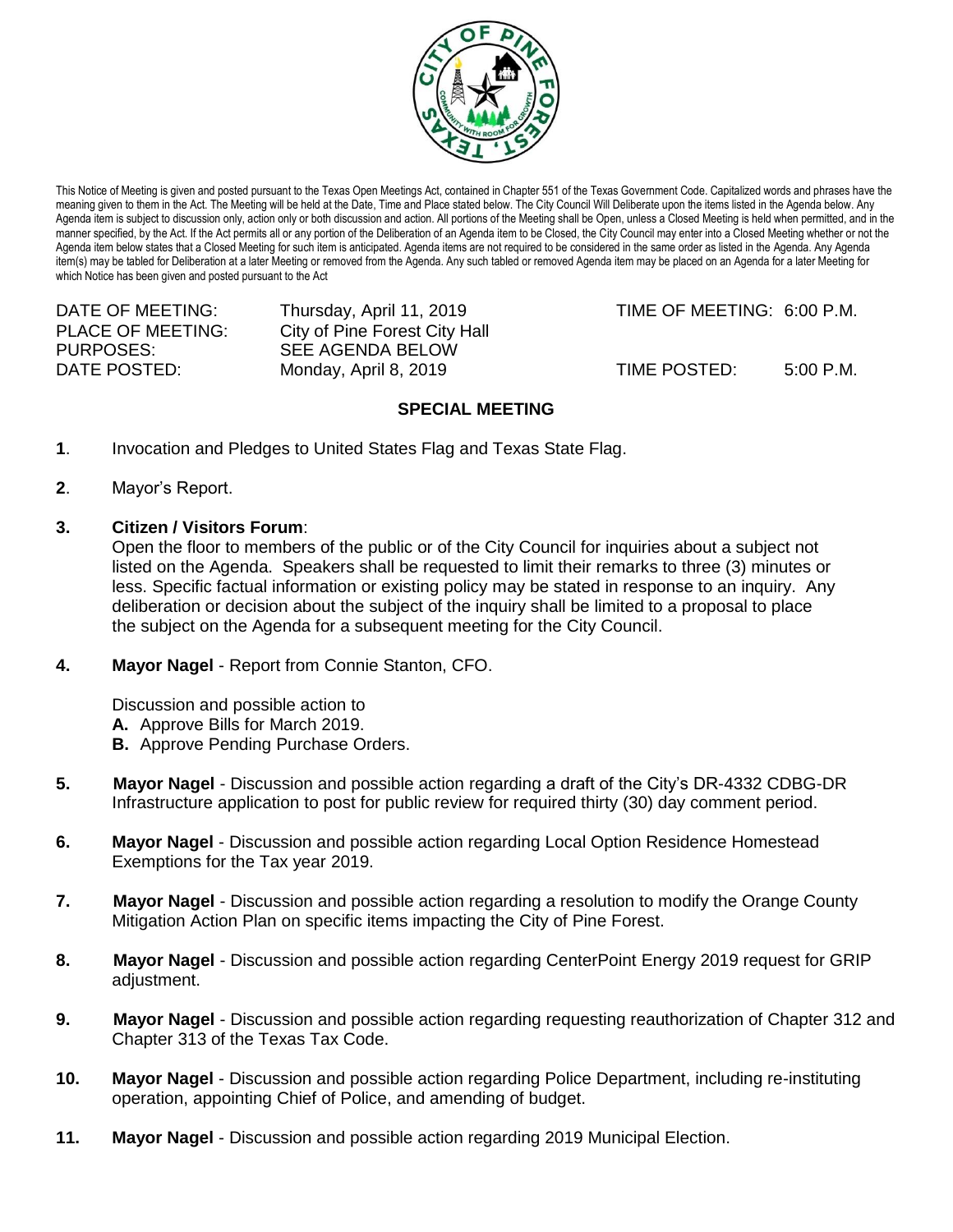This Notice of Meeting is given and posted pursuant to the Texas Open Meetings Act, contained in Chapter 551 of the Texas Government Code. Capitalized words and phrases have the meaning given to them in the Act. The Meeting will be held at the Date, Time and Place stated below. The City Council Will Deliberate upon the items listed in the Agenda below. Any Agenda item is subject to discussion only, action only or both discussion and action. All portions of the Meeting shall be Open, unless a Closed Meeting is held when permitted, and in the manner specified, by the Act. If the Act permits all or any portion of the Deliberation of an Agenda item to be Closed, the City Council may enter into a Closed Meeting whether or not the Agenda item below states that a Closed Meeting for such item is anticipated. Agenda items are not required to be considered in the same order as listed in the Agenda. Any Agenda item(s) may be tabled for Deliberation at a later Meeting or removed from the Agenda. Any such tabled or removed Agenda item may be placed on an Agenda for a later Meeting for which Notice has been given and posted pursuant to the Act

| | | | |
|---|---|---|---|
| DATE OF MEETING: | Thursday, April 11, 2019 | TIME OF MEETING: | 6:00 P.M. |
| PLACE OF MEETING: | City of Pine Forest City Hall | | |
| PURPOSES: | SEE AGENDA BELOW | | |
| DATE POSTED: | Monday, April 8, 2019 | TIME POSTED: | 5:00 P.M. |

## SPECIAL MEETING

**1**. Invocation and Pledges to United States Flag and Texas State Flag.

**2**. Mayor's Report.

**3. Citizen / Visitors Forum**:
Open the floor to members of the public or of the City Council for inquiries about a subject not listed on the Agenda. Speakers shall be requested to limit their remarks to three (3) minutes or less. Specific factual information or existing policy may be stated in response to an inquiry. Any deliberation or decision about the subject of the inquiry shall be limited to a proposal to place the subject on the Agenda for a subsequent meeting for the City Council.

**4. Mayor Nagel** - Report from Connie Stanton, CFO.

Discussion and possible action to
**A.** Approve Bills for March 2019.
**B.** Approve Pending Purchase Orders.

**5. Mayor Nagel** - Discussion and possible action regarding a draft of the City's DR-4332 CDBG-DR Infrastructure application to post for public review for required thirty (30) day comment period.

**6. Mayor Nagel** - Discussion and possible action regarding Local Option Residence Homestead Exemptions for the Tax year 2019.

**7. Mayor Nagel** - Discussion and possible action regarding a resolution to modify the Orange County Mitigation Action Plan on specific items impacting the City of Pine Forest.

**8. Mayor Nagel** - Discussion and possible action regarding CenterPoint Energy 2019 request for GRIP adjustment.

**9. Mayor Nagel** - Discussion and possible action regarding requesting reauthorization of Chapter 312 and Chapter 313 of the Texas Tax Code.

**10. Mayor Nagel** - Discussion and possible action regarding Police Department, including re-instituting operation, appointing Chief of Police, and amending of budget.

**11. Mayor Nagel** - Discussion and possible action regarding 2019 Municipal Election.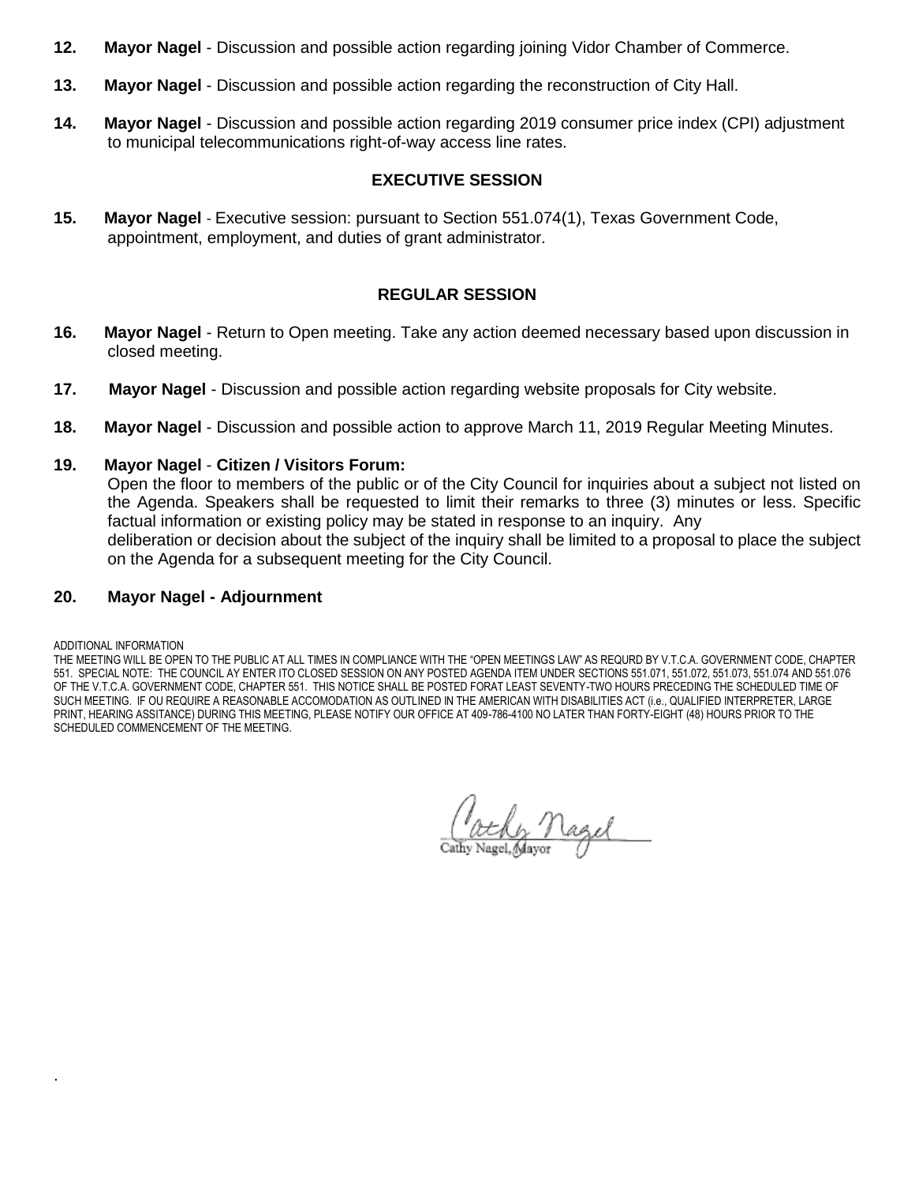**12.** **Mayor Nagel** - Discussion and possible action regarding joining Vidor Chamber of Commerce.

**13.** **Mayor Nagel** - Discussion and possible action regarding the reconstruction of City Hall.

**14.** **Mayor Nagel** - Discussion and possible action regarding 2019 consumer price index (CPI) adjustment to municipal telecommunications right-of-way access line rates.

## EXECUTIVE SESSION

**15.** **Mayor Nagel** - Executive session: pursuant to Section 551.074(1), Texas Government Code, appointment, employment, and duties of grant administrator.

## REGULAR SESSION

**16.** **Mayor Nagel** - Return to Open meeting. Take any action deemed necessary based upon discussion in closed meeting.

**17.** **Mayor Nagel** - Discussion and possible action regarding website proposals for City website.

**18.** **Mayor Nagel** - Discussion and possible action to approve March 11, 2019 Regular Meeting Minutes.

**19.** **Mayor Nagel** - **Citizen / Visitors Forum:**
Open the floor to members of the public or of the City Council for inquiries about a subject not listed on the Agenda. Speakers shall be requested to limit their remarks to three (3) minutes or less. Specific factual information or existing policy may be stated in response to an inquiry. Any deliberation or decision about the subject of the inquiry shall be limited to a proposal to place the subject on the Agenda for a subsequent meeting for the City Council.

**20.** **Mayor Nagel - Adjournment**

ADDITIONAL INFORMATION

THE MEETING WILL BE OPEN TO THE PUBLIC AT ALL TIMES IN COMPLIANCE WITH THE "OPEN MEETINGS LAW" AS REQURD BY V.T.C.A. GOVERNMENT CODE, CHAPTER 551. SPECIAL NOTE: THE COUNCIL AY ENTER ITO CLOSED SESSION ON ANY POSTED AGENDA ITEM UNDER SECTIONS 551.071, 551.072, 551.073, 551.074 AND 551.076 OF THE V.T.C.A. GOVERNMENT CODE, CHAPTER 551. THIS NOTICE SHALL BE POSTED FORAT LEAST SEVENTY-TWO HOURS PRECEDING THE SCHEDULED TIME OF SUCH MEETING. IF OU REQUIRE A REASONABLE ACCOMODATION AS OUTLINED IN THE AMERICAN WITH DISABILITIES ACT (i.e., QUALIFIED INTERPRETER, LARGE PRINT, HEARING ASSITANCE) DURING THIS MEETING, PLEASE NOTIFY OUR OFFICE AT 409-786-4100 NO LATER THAN FORTY-EIGHT (48) HOURS PRIOR TO THE SCHEDULED COMMENCEMENT OF THE MEETING.

Cathy Nagel

Cathy Nagel, Mayor

.